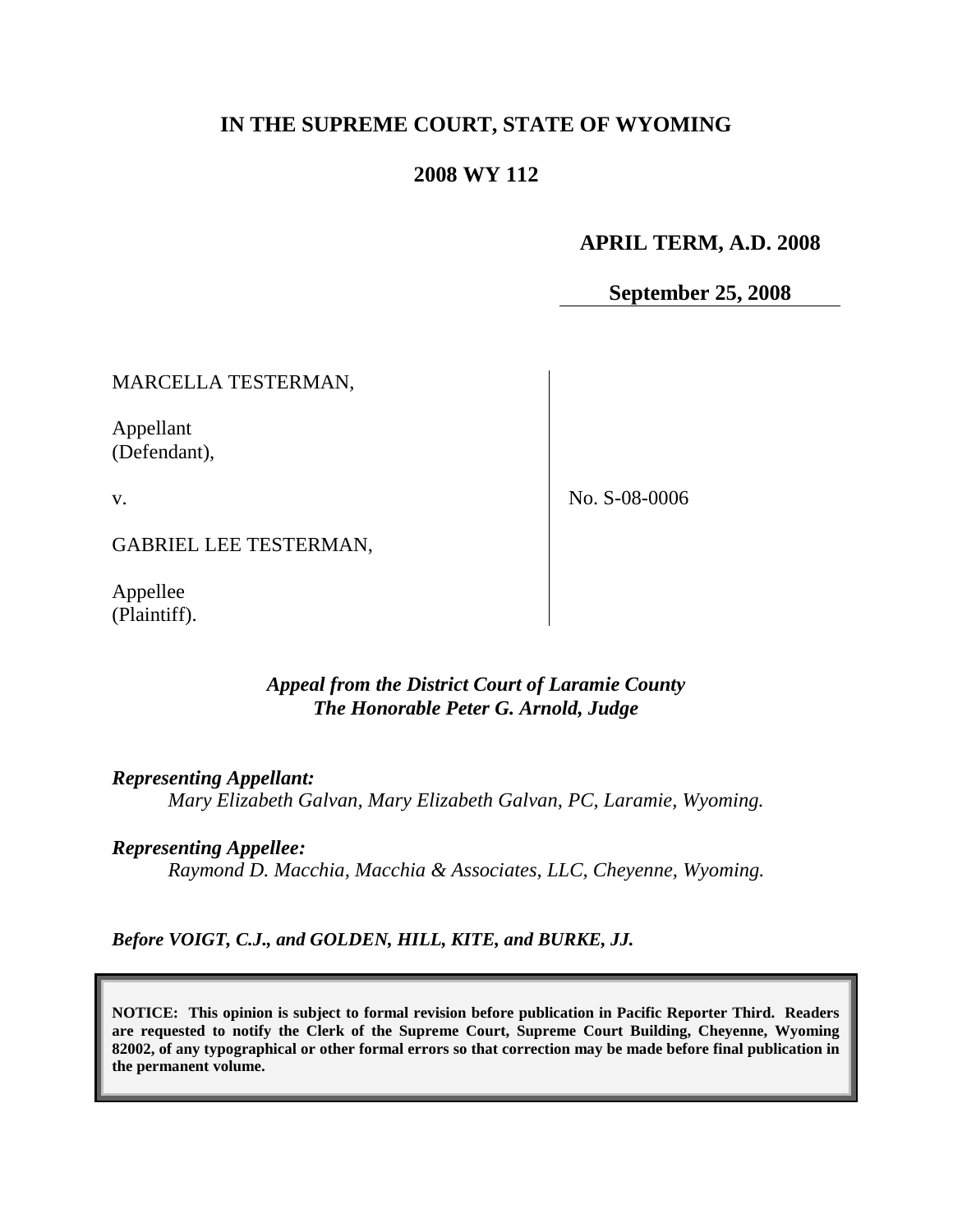# IN THE SUPREME COURT, STATE OF WYOMING

## 2008 WY 112

**APRIL TERM, A.D. 2008**

**September 25, 2008**

| | |
|---|---|
| MARCELLA TESTERMAN,<br><br>Appellant<br>(Defendant),<br><br>v.<br><br>GABRIEL LEE TESTERMAN,<br><br>Appellee<br>(Plaintiff). | No. S-08-0006 |

*Appeal from the District Court of Laramie County*
*The Honorable Peter G. Arnold, Judge*

***Representing Appellant:***
*Mary Elizabeth Galvan, Mary Elizabeth Galvan, PC, Laramie, Wyoming.*

***Representing Appellee:***
*Raymond D. Macchia, Macchia & Associates, LLC, Cheyenne, Wyoming.*

***Before VOIGT, C.J., and GOLDEN, HILL, KITE, and BURKE, JJ.***

**NOTICE: This opinion is subject to formal revision before publication in Pacific Reporter Third. Readers are requested to notify the Clerk of the Supreme Court, Supreme Court Building, Cheyenne, Wyoming 82002, of any typographical or other formal errors so that correction may be made before final publication in the permanent volume.**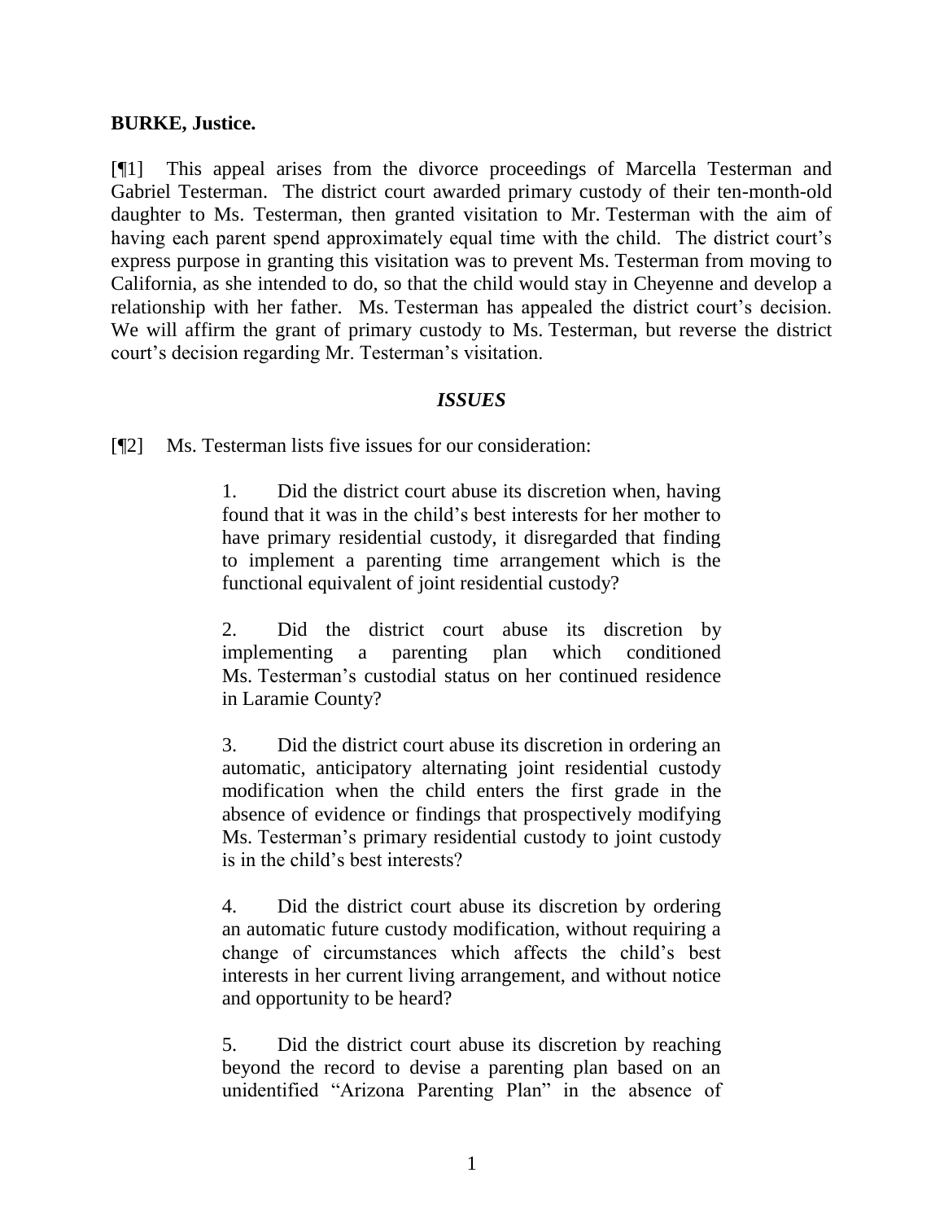**BURKE, Justice.**

[¶1] This appeal arises from the divorce proceedings of Marcella Testerman and Gabriel Testerman. The district court awarded primary custody of their ten-month-old daughter to Ms. Testerman, then granted visitation to Mr. Testerman with the aim of having each parent spend approximately equal time with the child. The district court's express purpose in granting this visitation was to prevent Ms. Testerman from moving to California, as she intended to do, so that the child would stay in Cheyenne and develop a relationship with her father. Ms. Testerman has appealed the district court's decision. We will affirm the grant of primary custody to Ms. Testerman, but reverse the district court's decision regarding Mr. Testerman's visitation.

### *ISSUES*

[¶2] Ms. Testerman lists five issues for our consideration:

> 1. Did the district court abuse its discretion when, having found that it was in the child's best interests for her mother to have primary residential custody, it disregarded that finding to implement a parenting time arrangement which is the functional equivalent of joint residential custody?
>
> 2. Did the district court abuse its discretion by implementing a parenting plan which conditioned Ms. Testerman's custodial status on her continued residence in Laramie County?
>
> 3. Did the district court abuse its discretion in ordering an automatic, anticipatory alternating joint residential custody modification when the child enters the first grade in the absence of evidence or findings that prospectively modifying Ms. Testerman's primary residential custody to joint custody is in the child's best interests?
>
> 4. Did the district court abuse its discretion by ordering an automatic future custody modification, without requiring a change of circumstances which affects the child's best interests in her current living arrangement, and without notice and opportunity to be heard?
>
> 5. Did the district court abuse its discretion by reaching beyond the record to devise a parenting plan based on an unidentified "Arizona Parenting Plan" in the absence of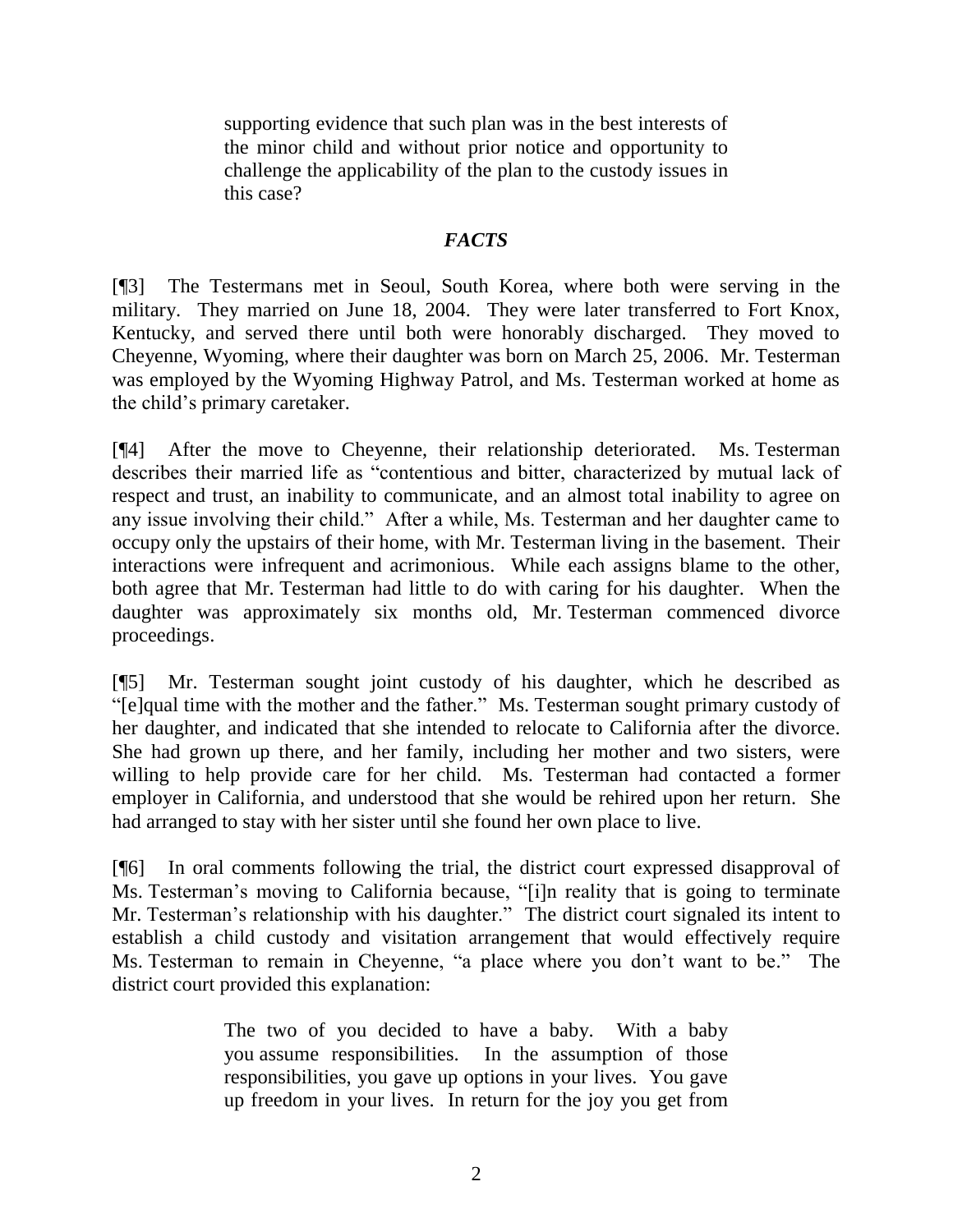> supporting evidence that such plan was in the best interests of the minor child and without prior notice and opportunity to challenge the applicability of the plan to the custody issues in this case?

## *FACTS*

[¶3] The Testermans met in Seoul, South Korea, where both were serving in the military. They married on June 18, 2004. They were later transferred to Fort Knox, Kentucky, and served there until both were honorably discharged. They moved to Cheyenne, Wyoming, where their daughter was born on March 25, 2006. Mr. Testerman was employed by the Wyoming Highway Patrol, and Ms. Testerman worked at home as the child's primary caretaker.

[¶4] After the move to Cheyenne, their relationship deteriorated. Ms. Testerman describes their married life as "contentious and bitter, characterized by mutual lack of respect and trust, an inability to communicate, and an almost total inability to agree on any issue involving their child." After a while, Ms. Testerman and her daughter came to occupy only the upstairs of their home, with Mr. Testerman living in the basement. Their interactions were infrequent and acrimonious. While each assigns blame to the other, both agree that Mr. Testerman had little to do with caring for his daughter. When the daughter was approximately six months old, Mr. Testerman commenced divorce proceedings.

[¶5] Mr. Testerman sought joint custody of his daughter, which he described as "[e]qual time with the mother and the father." Ms. Testerman sought primary custody of her daughter, and indicated that she intended to relocate to California after the divorce. She had grown up there, and her family, including her mother and two sisters, were willing to help provide care for her child. Ms. Testerman had contacted a former employer in California, and understood that she would be rehired upon her return. She had arranged to stay with her sister until she found her own place to live.

[¶6] In oral comments following the trial, the district court expressed disapproval of Ms. Testerman's moving to California because, "[i]n reality that is going to terminate Mr. Testerman's relationship with his daughter." The district court signaled its intent to establish a child custody and visitation arrangement that would effectively require Ms. Testerman to remain in Cheyenne, "a place where you don't want to be." The district court provided this explanation:

> The two of you decided to have a baby. With a baby you assume responsibilities. In the assumption of those responsibilities, you gave up options in your lives. You gave up freedom in your lives. In return for the joy you get from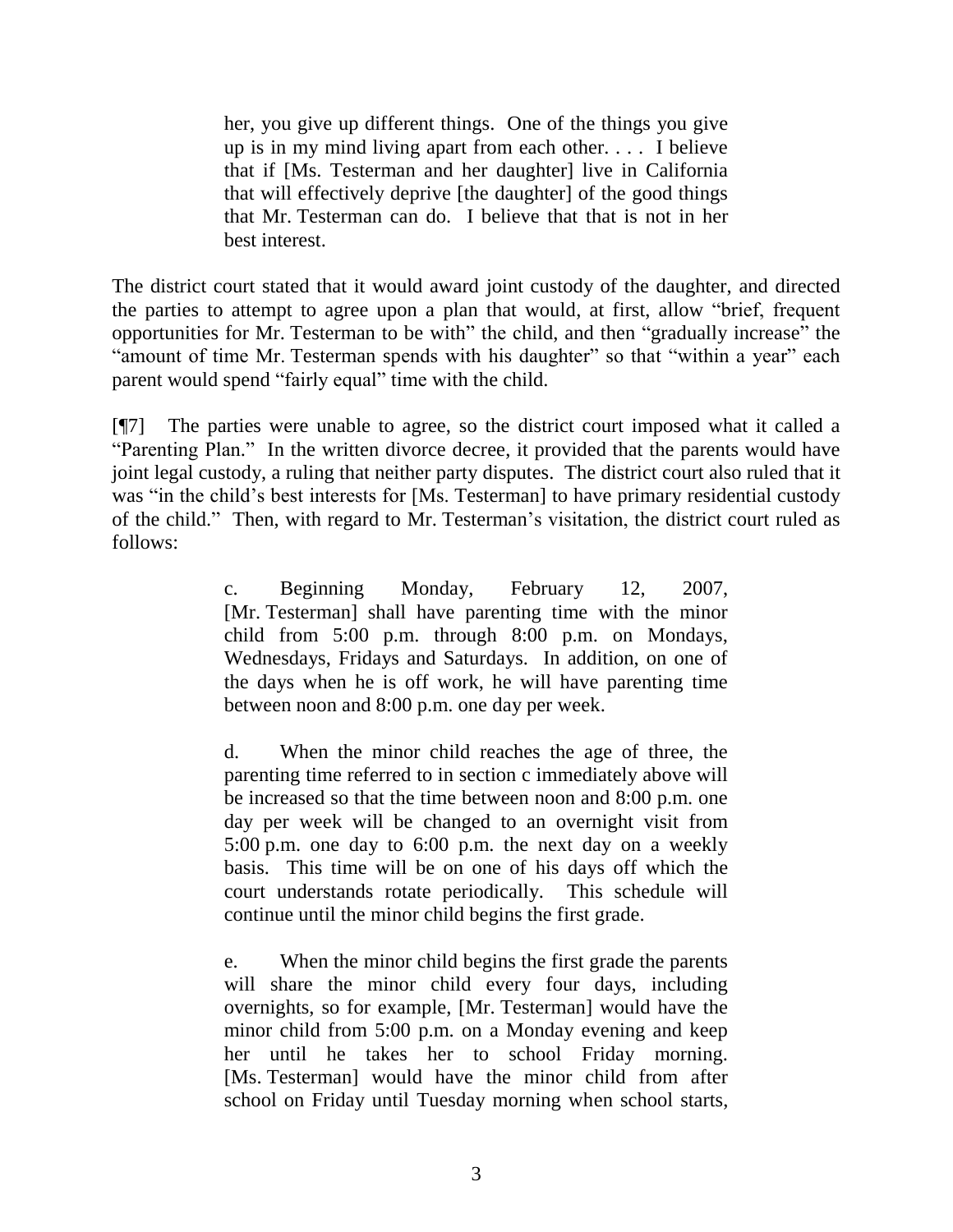> her, you give up different things. One of the things you give up is in my mind living apart from each other. . . . I believe that if [Ms. Testerman and her daughter] live in California that will effectively deprive [the daughter] of the good things that Mr. Testerman can do. I believe that that is not in her best interest.

The district court stated that it would award joint custody of the daughter, and directed the parties to attempt to agree upon a plan that would, at first, allow "brief, frequent opportunities for Mr. Testerman to be with" the child, and then "gradually increase" the "amount of time Mr. Testerman spends with his daughter" so that "within a year" each parent would spend "fairly equal" time with the child.

[¶7] The parties were unable to agree, so the district court imposed what it called a "Parenting Plan." In the written divorce decree, it provided that the parents would have joint legal custody, a ruling that neither party disputes. The district court also ruled that it was "in the child's best interests for [Ms. Testerman] to have primary residential custody of the child." Then, with regard to Mr. Testerman's visitation, the district court ruled as follows:

> c. Beginning Monday, February 12, 2007, [Mr. Testerman] shall have parenting time with the minor child from 5:00 p.m. through 8:00 p.m. on Mondays, Wednesdays, Fridays and Saturdays. In addition, on one of the days when he is off work, he will have parenting time between noon and 8:00 p.m. one day per week.
>
> d. When the minor child reaches the age of three, the parenting time referred to in section c immediately above will be increased so that the time between noon and 8:00 p.m. one day per week will be changed to an overnight visit from 5:00 p.m. one day to 6:00 p.m. the next day on a weekly basis. This time will be on one of his days off which the court understands rotate periodically. This schedule will continue until the minor child begins the first grade.
>
> e. When the minor child begins the first grade the parents will share the minor child every four days, including overnights, so for example, [Mr. Testerman] would have the minor child from 5:00 p.m. on a Monday evening and keep her until he takes her to school Friday morning. [Ms. Testerman] would have the minor child from after school on Friday until Tuesday morning when school starts,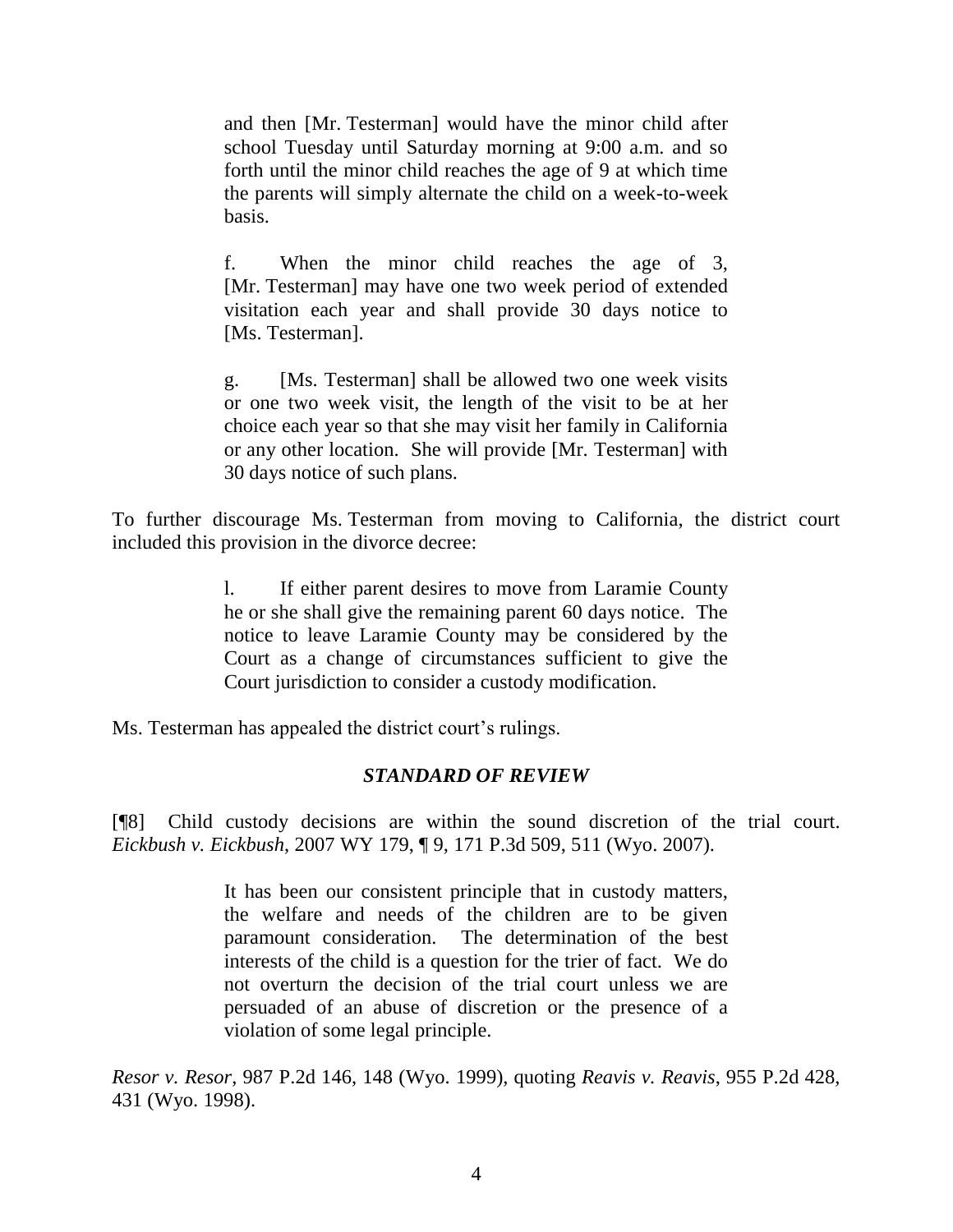> and then [Mr. Testerman] would have the minor child after school Tuesday until Saturday morning at 9:00 a.m. and so forth until the minor child reaches the age of 9 at which time the parents will simply alternate the child on a week-to-week basis.
>
> f. When the minor child reaches the age of 3, [Mr. Testerman] may have one two week period of extended visitation each year and shall provide 30 days notice to [Ms. Testerman].
>
> g. [Ms. Testerman] shall be allowed two one week visits or one two week visit, the length of the visit to be at her choice each year so that she may visit her family in California or any other location. She will provide [Mr. Testerman] with 30 days notice of such plans.

To further discourage Ms. Testerman from moving to California, the district court included this provision in the divorce decree:

> l. If either parent desires to move from Laramie County he or she shall give the remaining parent 60 days notice. The notice to leave Laramie County may be considered by the Court as a change of circumstances sufficient to give the Court jurisdiction to consider a custody modification.

Ms. Testerman has appealed the district court's rulings.

### ***STANDARD OF REVIEW***

[¶8] Child custody decisions are within the sound discretion of the trial court. *Eickbush v. Eickbush*, 2007 WY 179, ¶ 9, 171 P.3d 509, 511 (Wyo. 2007).

> It has been our consistent principle that in custody matters, the welfare and needs of the children are to be given paramount consideration. The determination of the best interests of the child is a question for the trier of fact. We do not overturn the decision of the trial court unless we are persuaded of an abuse of discretion or the presence of a violation of some legal principle.

*Resor v. Resor*, 987 P.2d 146, 148 (Wyo. 1999), quoting *Reavis v. Reavis*, 955 P.2d 428, 431 (Wyo. 1998).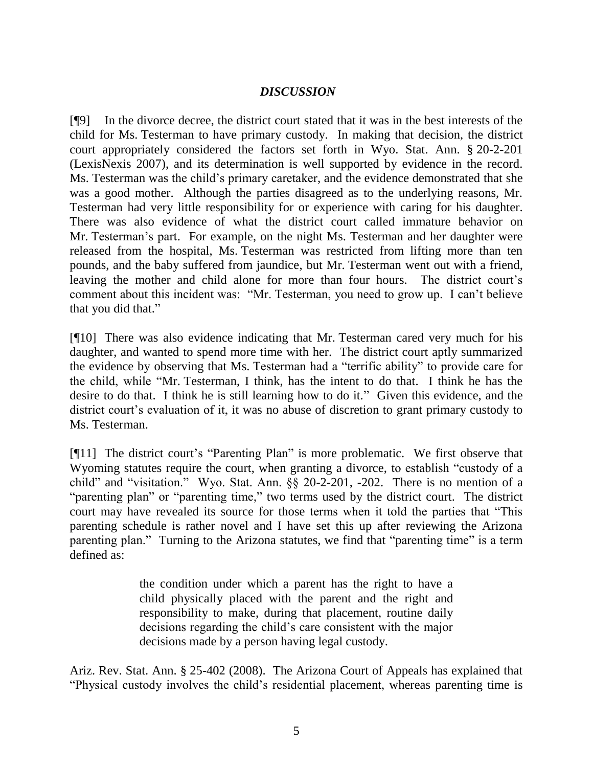## *DISCUSSION*

[¶9] In the divorce decree, the district court stated that it was in the best interests of the child for Ms. Testerman to have primary custody. In making that decision, the district court appropriately considered the factors set forth in Wyo. Stat. Ann. § 20-2-201 (LexisNexis 2007), and its determination is well supported by evidence in the record. Ms. Testerman was the child's primary caretaker, and the evidence demonstrated that she was a good mother. Although the parties disagreed as to the underlying reasons, Mr. Testerman had very little responsibility for or experience with caring for his daughter. There was also evidence of what the district court called immature behavior on Mr. Testerman's part. For example, on the night Ms. Testerman and her daughter were released from the hospital, Ms. Testerman was restricted from lifting more than ten pounds, and the baby suffered from jaundice, but Mr. Testerman went out with a friend, leaving the mother and child alone for more than four hours. The district court's comment about this incident was: "Mr. Testerman, you need to grow up. I can't believe that you did that."

[¶10] There was also evidence indicating that Mr. Testerman cared very much for his daughter, and wanted to spend more time with her. The district court aptly summarized the evidence by observing that Ms. Testerman had a "terrific ability" to provide care for the child, while "Mr. Testerman, I think, has the intent to do that. I think he has the desire to do that. I think he is still learning how to do it." Given this evidence, and the district court's evaluation of it, it was no abuse of discretion to grant primary custody to Ms. Testerman.

[¶11] The district court's "Parenting Plan" is more problematic. We first observe that Wyoming statutes require the court, when granting a divorce, to establish "custody of a child" and "visitation." Wyo. Stat. Ann. §§ 20-2-201, -202. There is no mention of a "parenting plan" or "parenting time," two terms used by the district court. The district court may have revealed its source for those terms when it told the parties that "This parenting schedule is rather novel and I have set this up after reviewing the Arizona parenting plan." Turning to the Arizona statutes, we find that "parenting time" is a term defined as:

> the condition under which a parent has the right to have a child physically placed with the parent and the right and responsibility to make, during that placement, routine daily decisions regarding the child's care consistent with the major decisions made by a person having legal custody.

Ariz. Rev. Stat. Ann. § 25-402 (2008). The Arizona Court of Appeals has explained that "Physical custody involves the child's residential placement, whereas parenting time is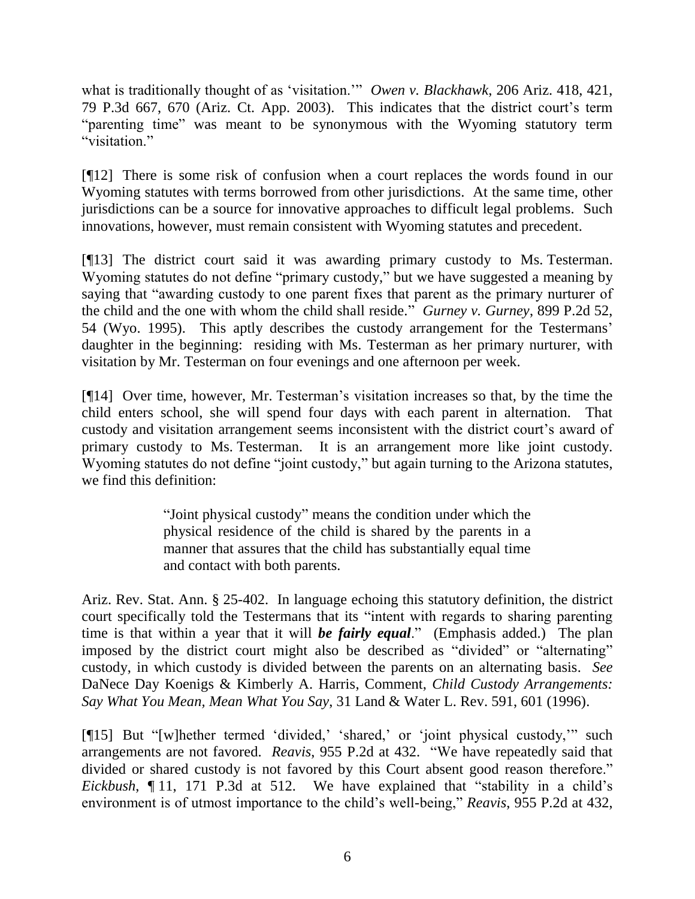what is traditionally thought of as 'visitation.'" *Owen v. Blackhawk*, 206 Ariz. 418, 421, 79 P.3d 667, 670 (Ariz. Ct. App. 2003). This indicates that the district court's term "parenting time" was meant to be synonymous with the Wyoming statutory term "visitation."

[¶12] There is some risk of confusion when a court replaces the words found in our Wyoming statutes with terms borrowed from other jurisdictions. At the same time, other jurisdictions can be a source for innovative approaches to difficult legal problems. Such innovations, however, must remain consistent with Wyoming statutes and precedent.

[¶13] The district court said it was awarding primary custody to Ms. Testerman. Wyoming statutes do not define "primary custody," but we have suggested a meaning by saying that "awarding custody to one parent fixes that parent as the primary nurturer of the child and the one with whom the child shall reside." *Gurney v. Gurney*, 899 P.2d 52, 54 (Wyo. 1995). This aptly describes the custody arrangement for the Testermans' daughter in the beginning: residing with Ms. Testerman as her primary nurturer, with visitation by Mr. Testerman on four evenings and one afternoon per week.

[¶14] Over time, however, Mr. Testerman's visitation increases so that, by the time the child enters school, she will spend four days with each parent in alternation. That custody and visitation arrangement seems inconsistent with the district court's award of primary custody to Ms. Testerman. It is an arrangement more like joint custody. Wyoming statutes do not define "joint custody," but again turning to the Arizona statutes, we find this definition:

> "Joint physical custody" means the condition under which the physical residence of the child is shared by the parents in a manner that assures that the child has substantially equal time and contact with both parents.

Ariz. Rev. Stat. Ann. § 25-402. In language echoing this statutory definition, the district court specifically told the Testermans that its "intent with regards to sharing parenting time is that within a year that it will ***be fairly equal***." (Emphasis added.) The plan imposed by the district court might also be described as "divided" or "alternating" custody, in which custody is divided between the parents on an alternating basis. *See* DaNece Day Koenigs & Kimberly A. Harris, Comment, *Child Custody Arrangements: Say What You Mean, Mean What You Say*, 31 Land & Water L. Rev. 591, 601 (1996).

[¶15] But "[w]hether termed 'divided,' 'shared,' or 'joint physical custody,'" such arrangements are not favored. *Reavis*, 955 P.2d at 432. "We have repeatedly said that divided or shared custody is not favored by this Court absent good reason therefore." *Eickbush*, ¶ 11, 171 P.3d at 512. We have explained that "stability in a child's environment is of utmost importance to the child's well-being," *Reavis*, 955 P.2d at 432,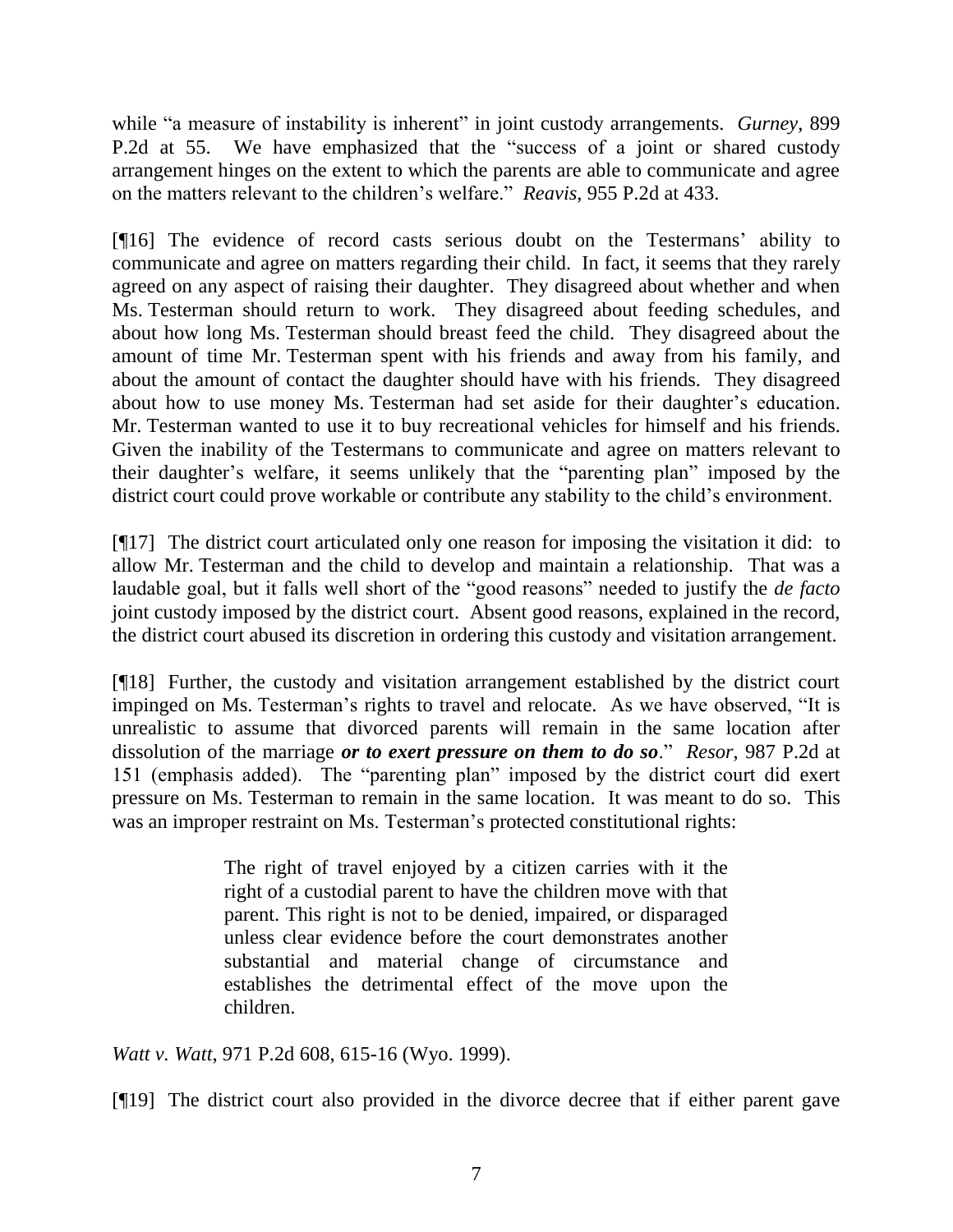while "a measure of instability is inherent" in joint custody arrangements. *Gurney*, 899 P.2d at 55. We have emphasized that the "success of a joint or shared custody arrangement hinges on the extent to which the parents are able to communicate and agree on the matters relevant to the children's welfare." *Reavis*, 955 P.2d at 433.

[¶16] The evidence of record casts serious doubt on the Testermans' ability to communicate and agree on matters regarding their child. In fact, it seems that they rarely agreed on any aspect of raising their daughter. They disagreed about whether and when Ms. Testerman should return to work. They disagreed about feeding schedules, and about how long Ms. Testerman should breast feed the child. They disagreed about the amount of time Mr. Testerman spent with his friends and away from his family, and about the amount of contact the daughter should have with his friends. They disagreed about how to use money Ms. Testerman had set aside for their daughter's education. Mr. Testerman wanted to use it to buy recreational vehicles for himself and his friends. Given the inability of the Testermans to communicate and agree on matters relevant to their daughter's welfare, it seems unlikely that the "parenting plan" imposed by the district court could prove workable or contribute any stability to the child's environment.

[¶17] The district court articulated only one reason for imposing the visitation it did: to allow Mr. Testerman and the child to develop and maintain a relationship. That was a laudable goal, but it falls well short of the "good reasons" needed to justify the *de facto* joint custody imposed by the district court. Absent good reasons, explained in the record, the district court abused its discretion in ordering this custody and visitation arrangement.

[¶18] Further, the custody and visitation arrangement established by the district court impinged on Ms. Testerman's rights to travel and relocate. As we have observed, "It is unrealistic to assume that divorced parents will remain in the same location after dissolution of the marriage ***or to exert pressure on them to do so***." *Resor*, 987 P.2d at 151 (emphasis added). The "parenting plan" imposed by the district court did exert pressure on Ms. Testerman to remain in the same location. It was meant to do so. This was an improper restraint on Ms. Testerman's protected constitutional rights:

> The right of travel enjoyed by a citizen carries with it the right of a custodial parent to have the children move with that parent. This right is not to be denied, impaired, or disparaged unless clear evidence before the court demonstrates another substantial and material change of circumstance and establishes the detrimental effect of the move upon the children.

*Watt v. Watt*, 971 P.2d 608, 615-16 (Wyo. 1999).

[¶19] The district court also provided in the divorce decree that if either parent gave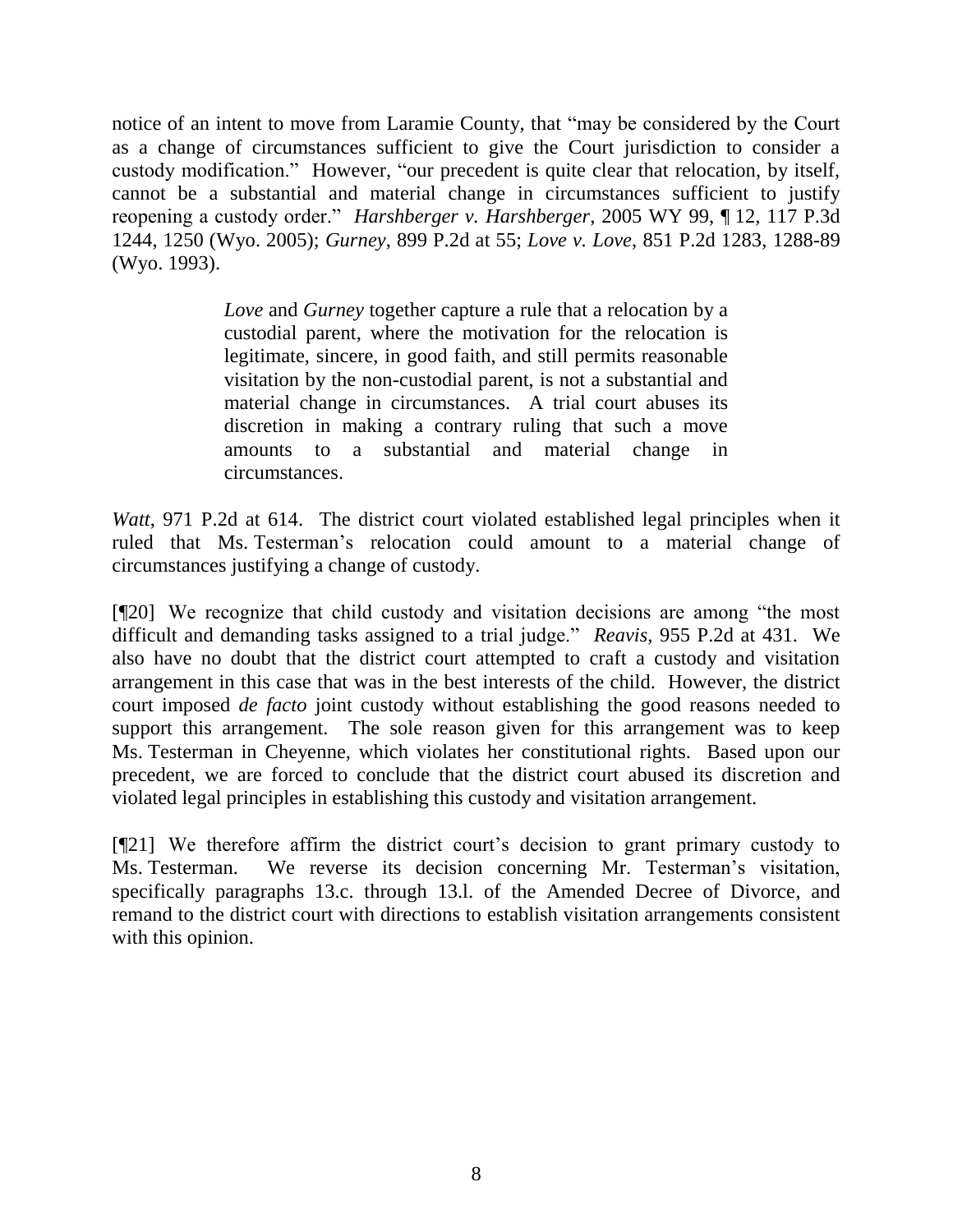notice of an intent to move from Laramie County, that "may be considered by the Court as a change of circumstances sufficient to give the Court jurisdiction to consider a custody modification." However, "our precedent is quite clear that relocation, by itself, cannot be a substantial and material change in circumstances sufficient to justify reopening a custody order." *Harshberger v. Harshberger*, 2005 WY 99, ¶ 12, 117 P.3d 1244, 1250 (Wyo. 2005); *Gurney*, 899 P.2d at 55; *Love v. Love*, 851 P.2d 1283, 1288-89 (Wyo. 1993).

> *Love* and *Gurney* together capture a rule that a relocation by a custodial parent, where the motivation for the relocation is legitimate, sincere, in good faith, and still permits reasonable visitation by the non-custodial parent, is not a substantial and material change in circumstances. A trial court abuses its discretion in making a contrary ruling that such a move amounts to a substantial and material change in circumstances.

*Watt*, 971 P.2d at 614. The district court violated established legal principles when it ruled that Ms. Testerman's relocation could amount to a material change of circumstances justifying a change of custody.

[¶20] We recognize that child custody and visitation decisions are among "the most difficult and demanding tasks assigned to a trial judge." *Reavis*, 955 P.2d at 431. We also have no doubt that the district court attempted to craft a custody and visitation arrangement in this case that was in the best interests of the child. However, the district court imposed *de facto* joint custody without establishing the good reasons needed to support this arrangement. The sole reason given for this arrangement was to keep Ms. Testerman in Cheyenne, which violates her constitutional rights. Based upon our precedent, we are forced to conclude that the district court abused its discretion and violated legal principles in establishing this custody and visitation arrangement.

[¶21] We therefore affirm the district court's decision to grant primary custody to Ms. Testerman. We reverse its decision concerning Mr. Testerman's visitation, specifically paragraphs 13.c. through 13.l. of the Amended Decree of Divorce, and remand to the district court with directions to establish visitation arrangements consistent with this opinion.